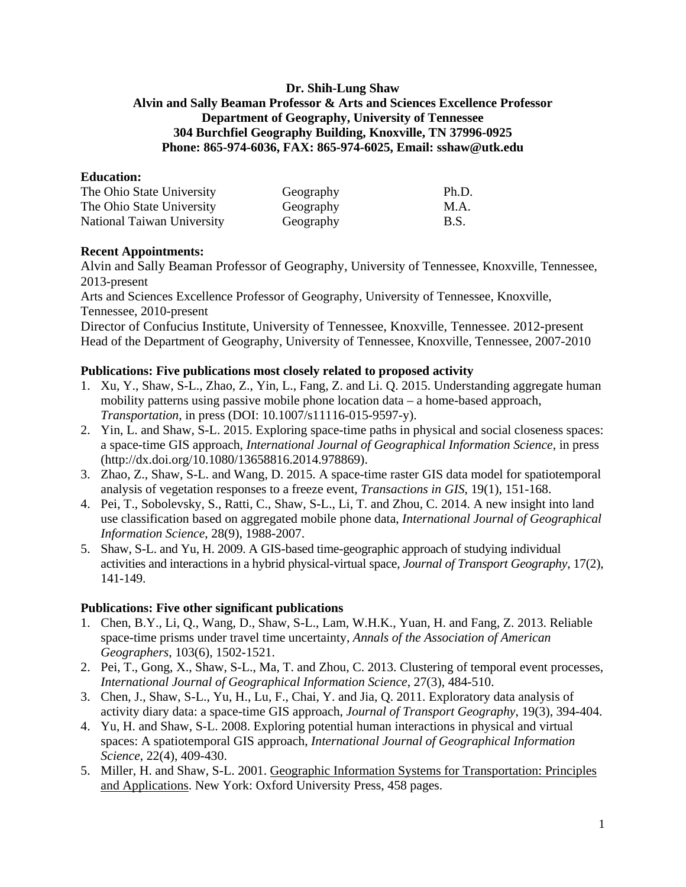**Dr. Shih-Lung Shaw**
**Alvin and Sally Beaman Professor & Arts and Sciences Excellence Professor**
**Department of Geography, University of Tennessee**
**304 Burchfiel Geography Building, Knoxville, TN 37996-0925**
**Phone: 865-974-6036, FAX: 865-974-6025, Email: sshaw@utk.edu**

## Education:

| | | |
|---|---|---|
| The Ohio State University | Geography | Ph.D. |
| The Ohio State University | Geography | M.A. |
| National Taiwan University | Geography | B.S. |

## Recent Appointments:

Alvin and Sally Beaman Professor of Geography, University of Tennessee, Knoxville, Tennessee, 2013-present
Arts and Sciences Excellence Professor of Geography, University of Tennessee, Knoxville, Tennessee, 2010-present
Director of Confucius Institute, University of Tennessee, Knoxville, Tennessee. 2012-present
Head of the Department of Geography, University of Tennessee, Knoxville, Tennessee, 2007-2010

## Publications: Five publications most closely related to proposed activity

1. Xu, Y., Shaw, S-L., Zhao, Z., Yin, L., Fang, Z. and Li. Q. 2015. Understanding aggregate human mobility patterns using passive mobile phone location data – a home-based approach, *Transportation*, in press (DOI: 10.1007/s11116-015-9597-y).
2. Yin, L. and Shaw, S-L. 2015. Exploring space-time paths in physical and social closeness spaces: a space-time GIS approach, *International Journal of Geographical Information Science*, in press (http://dx.doi.org/10.1080/13658816.2014.978869).
3. Zhao, Z., Shaw, S-L. and Wang, D. 2015. A space-time raster GIS data model for spatiotemporal analysis of vegetation responses to a freeze event, *Transactions in GIS*, 19(1), 151-168.
4. Pei, T., Sobolevsky, S., Ratti, C., Shaw, S-L., Li, T. and Zhou, C. 2014. A new insight into land use classification based on aggregated mobile phone data, *International Journal of Geographical Information Science*, 28(9), 1988-2007.
5. Shaw, S-L. and Yu, H. 2009. A GIS-based time-geographic approach of studying individual activities and interactions in a hybrid physical-virtual space, *Journal of Transport Geography*, 17(2), 141-149.

## Publications: Five other significant publications

1. Chen, B.Y., Li, Q., Wang, D., Shaw, S-L., Lam, W.H.K., Yuan, H. and Fang, Z. 2013. Reliable space-time prisms under travel time uncertainty, *Annals of the Association of American Geographers*, 103(6), 1502-1521.
2. Pei, T., Gong, X., Shaw, S-L., Ma, T. and Zhou, C. 2013. Clustering of temporal event processes, *International Journal of Geographical Information Science*, 27(3), 484-510.
3. Chen, J., Shaw, S-L., Yu, H., Lu, F., Chai, Y. and Jia, Q. 2011. Exploratory data analysis of activity diary data: a space-time GIS approach, *Journal of Transport Geography*, 19(3), 394-404.
4. Yu, H. and Shaw, S-L. 2008. Exploring potential human interactions in physical and virtual spaces: A spatiotemporal GIS approach, *International Journal of Geographical Information Science*, 22(4), 409-430.
5. Miller, H. and Shaw, S-L. 2001. Geographic Information Systems for Transportation: Principles and Applications. New York: Oxford University Press, 458 pages.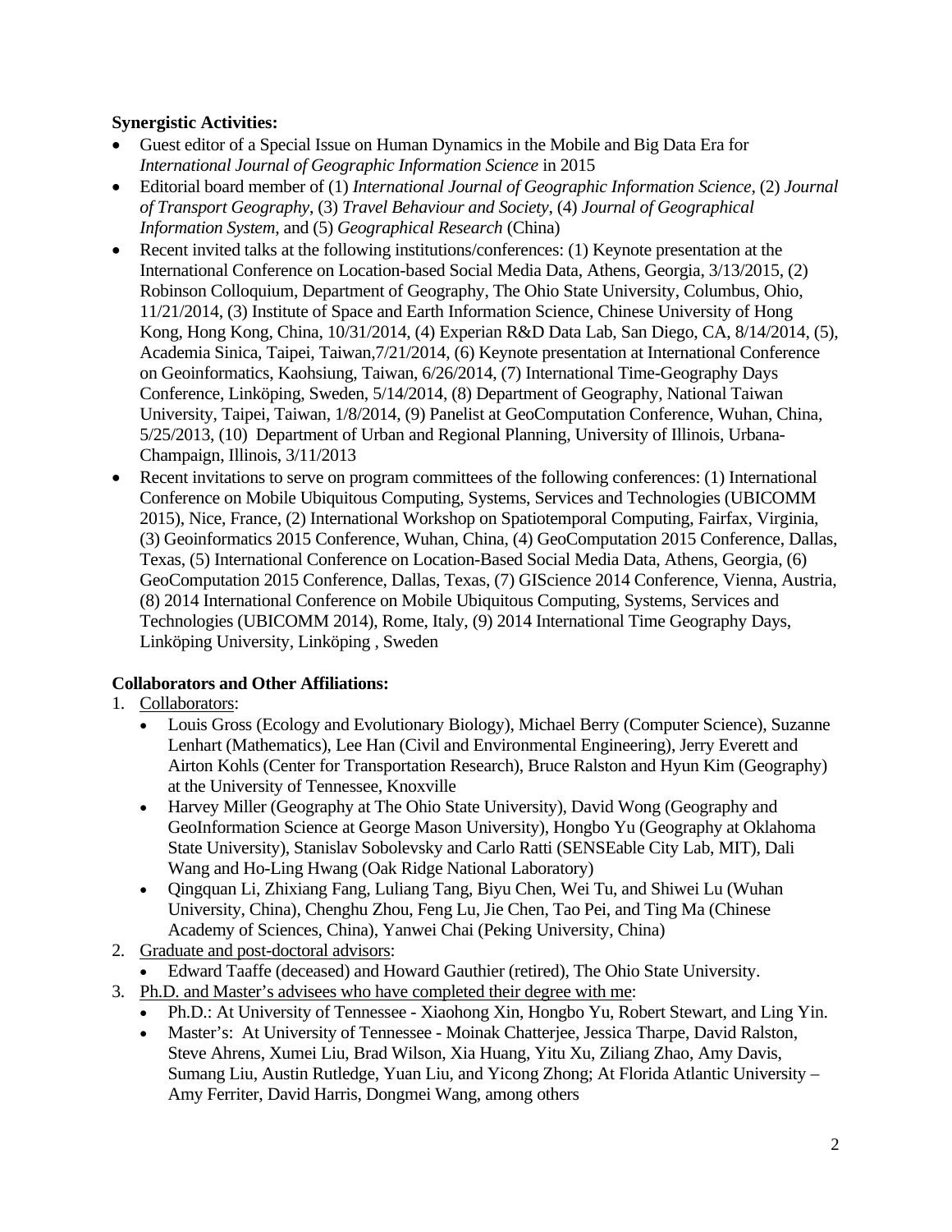**Synergistic Activities:**

- Guest editor of a Special Issue on Human Dynamics in the Mobile and Big Data Era for *International Journal of Geographic Information Science* in 2015
- Editorial board member of (1) *International Journal of Geographic Information Science*, (2) *Journal of Transport Geography*, (3) *Travel Behaviour and Society*, (4) *Journal of Geographical Information System*, and (5) *Geographical Research* (China)
- Recent invited talks at the following institutions/conferences: (1) Keynote presentation at the International Conference on Location-based Social Media Data, Athens, Georgia, 3/13/2015, (2) Robinson Colloquium, Department of Geography, The Ohio State University, Columbus, Ohio, 11/21/2014, (3) Institute of Space and Earth Information Science, Chinese University of Hong Kong, Hong Kong, China, 10/31/2014, (4) Experian R&D Data Lab, San Diego, CA, 8/14/2014, (5), Academia Sinica, Taipei, Taiwan,7/21/2014, (6) Keynote presentation at International Conference on Geoinformatics, Kaohsiung, Taiwan, 6/26/2014, (7) International Time-Geography Days Conference, Linköping, Sweden, 5/14/2014, (8) Department of Geography, National Taiwan University, Taipei, Taiwan, 1/8/2014, (9) Panelist at GeoComputation Conference, Wuhan, China, 5/25/2013, (10) Department of Urban and Regional Planning, University of Illinois, Urbana-Champaign, Illinois, 3/11/2013
- Recent invitations to serve on program committees of the following conferences: (1) International Conference on Mobile Ubiquitous Computing, Systems, Services and Technologies (UBICOMM 2015), Nice, France, (2) International Workshop on Spatiotemporal Computing, Fairfax, Virginia, (3) Geoinformatics 2015 Conference, Wuhan, China, (4) GeoComputation 2015 Conference, Dallas, Texas, (5) International Conference on Location-Based Social Media Data, Athens, Georgia, (6) GeoComputation 2015 Conference, Dallas, Texas, (7) GIScience 2014 Conference, Vienna, Austria, (8) 2014 International Conference on Mobile Ubiquitous Computing, Systems, Services and Technologies (UBICOMM 2014), Rome, Italy, (9) 2014 International Time Geography Days, Linköping University, Linköping , Sweden

**Collaborators and Other Affiliations:**

1. Collaborators:
   - Louis Gross (Ecology and Evolutionary Biology), Michael Berry (Computer Science), Suzanne Lenhart (Mathematics), Lee Han (Civil and Environmental Engineering), Jerry Everett and Airton Kohls (Center for Transportation Research), Bruce Ralston and Hyun Kim (Geography) at the University of Tennessee, Knoxville
   - Harvey Miller (Geography at The Ohio State University), David Wong (Geography and GeoInformation Science at George Mason University), Hongbo Yu (Geography at Oklahoma State University), Stanislav Sobolevsky and Carlo Ratti (SENSEable City Lab, MIT), Dali Wang and Ho-Ling Hwang (Oak Ridge National Laboratory)
   - Qingquan Li, Zhixiang Fang, Luliang Tang, Biyu Chen, Wei Tu, and Shiwei Lu (Wuhan University, China), Chenghu Zhou, Feng Lu, Jie Chen, Tao Pei, and Ting Ma (Chinese Academy of Sciences, China), Yanwei Chai (Peking University, China)
2. Graduate and post-doctoral advisors:
   - Edward Taaffe (deceased) and Howard Gauthier (retired), The Ohio State University.
3. Ph.D. and Master's advisees who have completed their degree with me:
   - Ph.D.: At University of Tennessee - Xiaohong Xin, Hongbo Yu, Robert Stewart, and Ling Yin.
   - Master's: At University of Tennessee - Moinak Chatterjee, Jessica Tharpe, David Ralston, Steve Ahrens, Xumei Liu, Brad Wilson, Xia Huang, Yitu Xu, Ziliang Zhao, Amy Davis, Sumang Liu, Austin Rutledge, Yuan Liu, and Yicong Zhong; At Florida Atlantic University – Amy Ferriter, David Harris, Dongmei Wang, among others